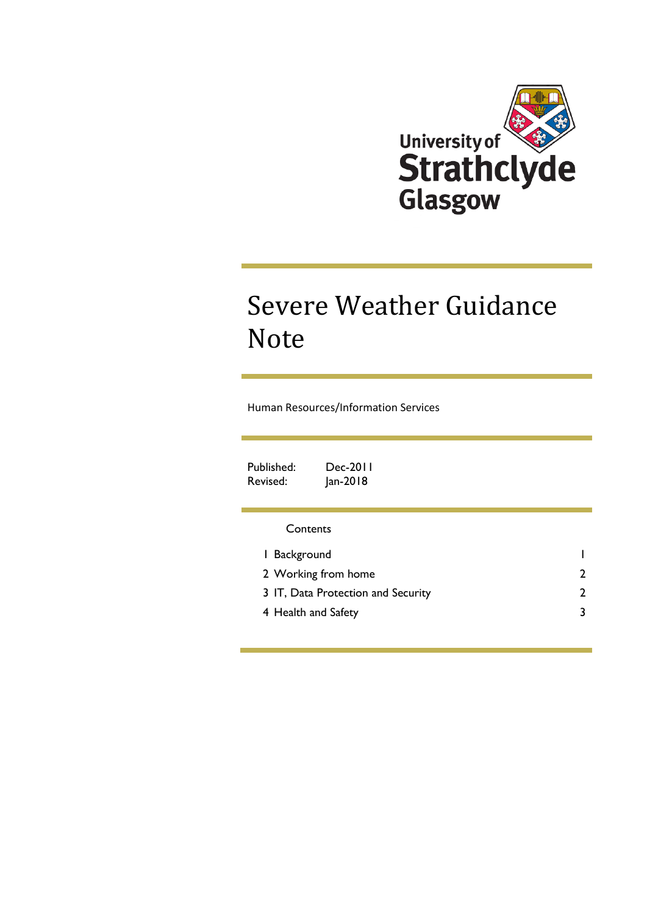University of Strathclyde Glasgow

# Severe Weather Guidance Note

Human Resources/Information Services

Published: Dec-2011
Revised: Jan-2018

## Contents

| | |
|---|---|
| 1 Background | 1 |
| 2 Working from home | 2 |
| 3 IT, Data Protection and Security | 2 |
| 4 Health and Safety | 3 |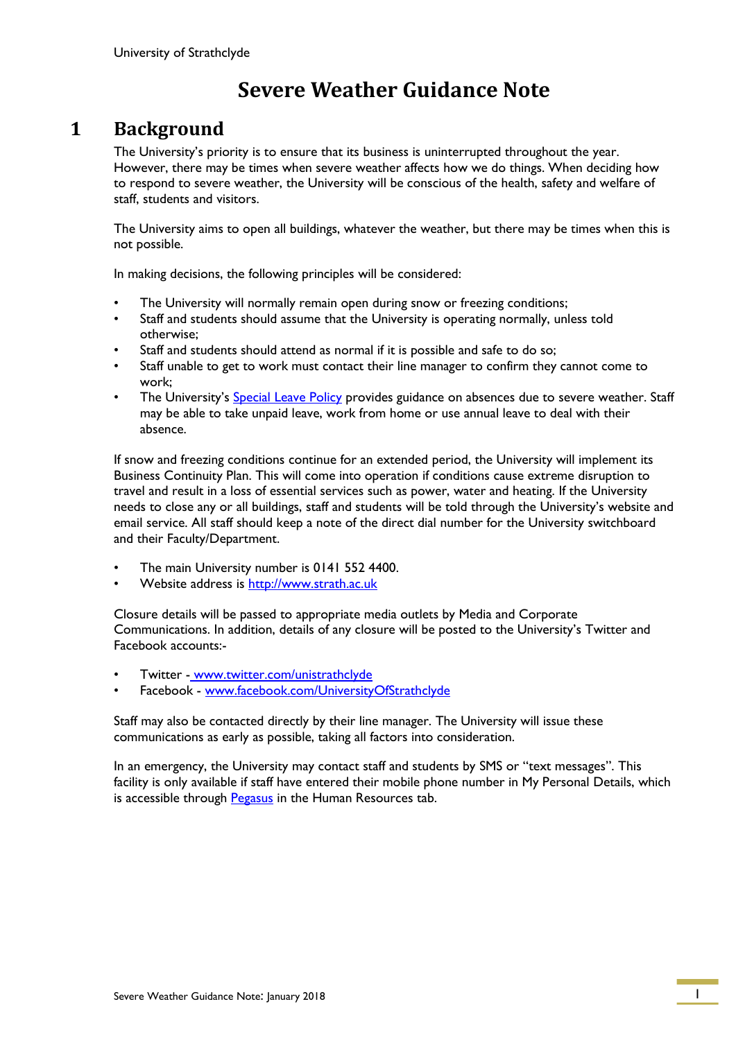# Severe Weather Guidance Note

## 1 Background

The University's priority is to ensure that its business is uninterrupted throughout the year. However, there may be times when severe weather affects how we do things. When deciding how to respond to severe weather, the University will be conscious of the health, safety and welfare of staff, students and visitors.

The University aims to open all buildings, whatever the weather, but there may be times when this is not possible.

In making decisions, the following principles will be considered:

- The University will normally remain open during snow or freezing conditions;
- Staff and students should assume that the University is operating normally, unless told otherwise;
- Staff and students should attend as normal if it is possible and safe to do so;
- Staff unable to get to work must contact their line manager to confirm they cannot come to work;
- The University's Special Leave Policy provides guidance on absences due to severe weather. Staff may be able to take unpaid leave, work from home or use annual leave to deal with their absence.

If snow and freezing conditions continue for an extended period, the University will implement its Business Continuity Plan. This will come into operation if conditions cause extreme disruption to travel and result in a loss of essential services such as power, water and heating. If the University needs to close any or all buildings, staff and students will be told through the University's website and email service. All staff should keep a note of the direct dial number for the University switchboard and their Faculty/Department.

- The main University number is 0141 552 4400.
- Website address is http://www.strath.ac.uk

Closure details will be passed to appropriate media outlets by Media and Corporate Communications. In addition, details of any closure will be posted to the University's Twitter and Facebook accounts:-

- Twitter - www.twitter.com/unistrathclyde
- Facebook - www.facebook.com/UniversityOfStrathclyde

Staff may also be contacted directly by their line manager. The University will issue these communications as early as possible, taking all factors into consideration.

In an emergency, the University may contact staff and students by SMS or "text messages". This facility is only available if staff have entered their mobile phone number in My Personal Details, which is accessible through Pegasus in the Human Resources tab.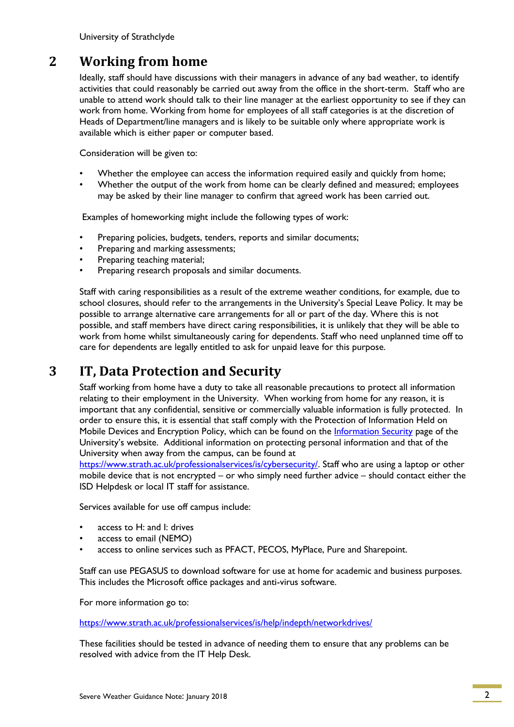## 2 Working from home

Ideally, staff should have discussions with their managers in advance of any bad weather, to identify activities that could reasonably be carried out away from the office in the short-term. Staff who are unable to attend work should talk to their line manager at the earliest opportunity to see if they can work from home. Working from home for employees of all staff categories is at the discretion of Heads of Department/line managers and is likely to be suitable only where appropriate work is available which is either paper or computer based.

Consideration will be given to:

- Whether the employee can access the information required easily and quickly from home;
- Whether the output of the work from home can be clearly defined and measured; employees may be asked by their line manager to confirm that agreed work has been carried out.

Examples of homeworking might include the following types of work:

- Preparing policies, budgets, tenders, reports and similar documents;
- Preparing and marking assessments;
- Preparing teaching material;
- Preparing research proposals and similar documents.

Staff with caring responsibilities as a result of the extreme weather conditions, for example, due to school closures, should refer to the arrangements in the University's Special Leave Policy. It may be possible to arrange alternative care arrangements for all or part of the day. Where this is not possible, and staff members have direct caring responsibilities, it is unlikely that they will be able to work from home whilst simultaneously caring for dependents. Staff who need unplanned time off to care for dependents are legally entitled to ask for unpaid leave for this purpose.

## 3 IT, Data Protection and Security

Staff working from home have a duty to take all reasonable precautions to protect all information relating to their employment in the University. When working from home for any reason, it is important that any confidential, sensitive or commercially valuable information is fully protected. In order to ensure this, it is essential that staff comply with the Protection of Information Held on Mobile Devices and Encryption Policy, which can be found on the Information Security page of the University's website. Additional information on protecting personal information and that of the University when away from the campus, can be found at https://www.strath.ac.uk/professionalservices/is/cybersecurity/. Staff who are using a laptop or other mobile device that is not encrypted – or who simply need further advice – should contact either the ISD Helpdesk or local IT staff for assistance.

Services available for use off campus include:

- access to H: and I: drives
- access to email (NEMO)
- access to online services such as PFACT, PECOS, MyPlace, Pure and Sharepoint.

Staff can use PEGASUS to download software for use at home for academic and business purposes. This includes the Microsoft office packages and anti-virus software.

For more information go to:

https://www.strath.ac.uk/professionalservices/is/help/indepth/networkdrives/

These facilities should be tested in advance of needing them to ensure that any problems can be resolved with advice from the IT Help Desk.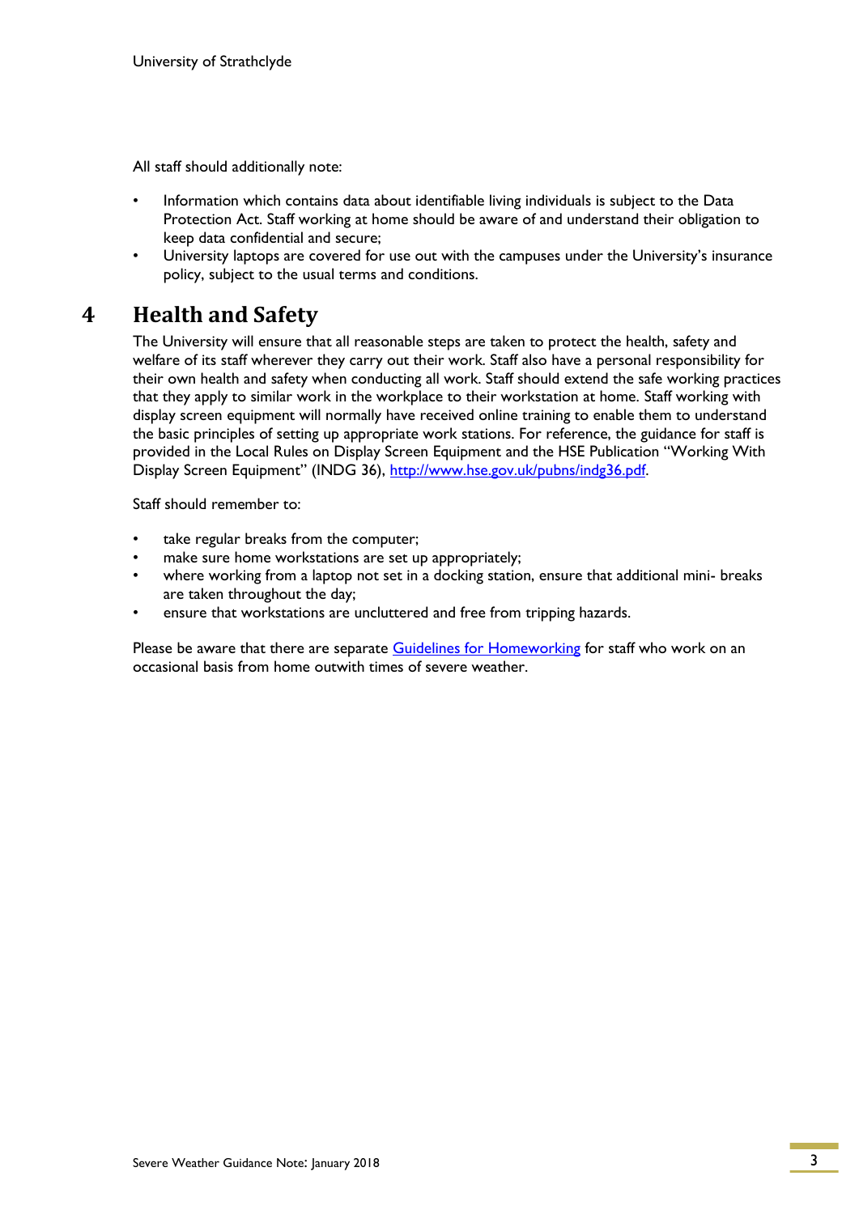All staff should additionally note:

- Information which contains data about identifiable living individuals is subject to the Data Protection Act. Staff working at home should be aware of and understand their obligation to keep data confidential and secure;
- University laptops are covered for use out with the campuses under the University's insurance policy, subject to the usual terms and conditions.

# 4 Health and Safety

The University will ensure that all reasonable steps are taken to protect the health, safety and welfare of its staff wherever they carry out their work. Staff also have a personal responsibility for their own health and safety when conducting all work. Staff should extend the safe working practices that they apply to similar work in the workplace to their workstation at home. Staff working with display screen equipment will normally have received online training to enable them to understand the basic principles of setting up appropriate work stations. For reference, the guidance for staff is provided in the Local Rules on Display Screen Equipment and the HSE Publication "Working With Display Screen Equipment" (INDG 36), [http://www.hse.gov.uk/pubns/indg36.pdf](http://www.hse.gov.uk/pubns/indg36.pdf).

Staff should remember to:

- take regular breaks from the computer;
- make sure home workstations are set up appropriately;
- where working from a laptop not set in a docking station, ensure that additional mini- breaks are taken throughout the day;
- ensure that workstations are uncluttered and free from tripping hazards.

Please be aware that there are separate Guidelines for Homeworking for staff who work on an occasional basis from home outwith times of severe weather.